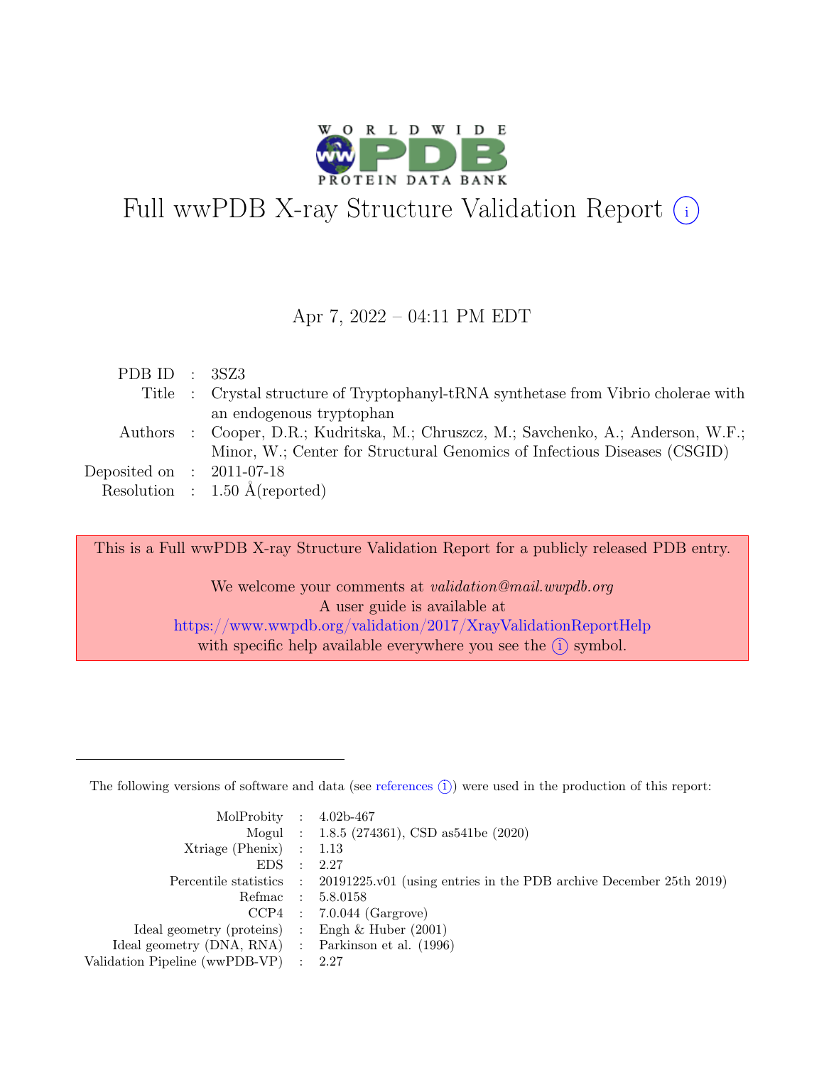# Full wwPDB X-ray Structure Validation Report (i)

Apr 7, 2022 – 04:11 PM EDT

| | | |
|---|---|---|
| PDB ID | : | 3SZ3 |
| Title | : | Crystal structure of Tryptophanyl-tRNA synthetase from Vibrio cholerae with an endogenous tryptophan |
| Authors | : | Cooper, D.R.; Kudritska, M.; Chruszcz, M.; Savchenko, A.; Anderson, W.F.; Minor, W.; Center for Structural Genomics of Infectious Diseases (CSGID) |
| Deposited on | : | 2011-07-18 |
| Resolution | : | 1.50 Å(reported) |

This is a Full wwPDB X-ray Structure Validation Report for a publicly released PDB entry.

We welcome your comments at *validation@mail.wwpdb.org*
A user guide is available at
https://www.wwpdb.org/validation/2017/XrayValidationReportHelp
with specific help available everywhere you see the (i) symbol.

---

The following versions of software and data (see references (i)) were used in the production of this report:

| | | |
|---|---|---|
| MolProbity | : | 4.02b-467 |
| Mogul | : | 1.8.5 (274361), CSD as541be (2020) |
| Xtriage (Phenix) | : | 1.13 |
| EDS | : | 2.27 |
| Percentile statistics | : | 20191225.v01 (using entries in the PDB archive December 25th 2019) |
| Refmac | : | 5.8.0158 |
| CCP4 | : | 7.0.044 (Gargrove) |
| Ideal geometry (proteins) | : | Engh & Huber (2001) |
| Ideal geometry (DNA, RNA) | : | Parkinson et al. (1996) |
| Validation Pipeline (wwPDB-VP) | : | 2.27 |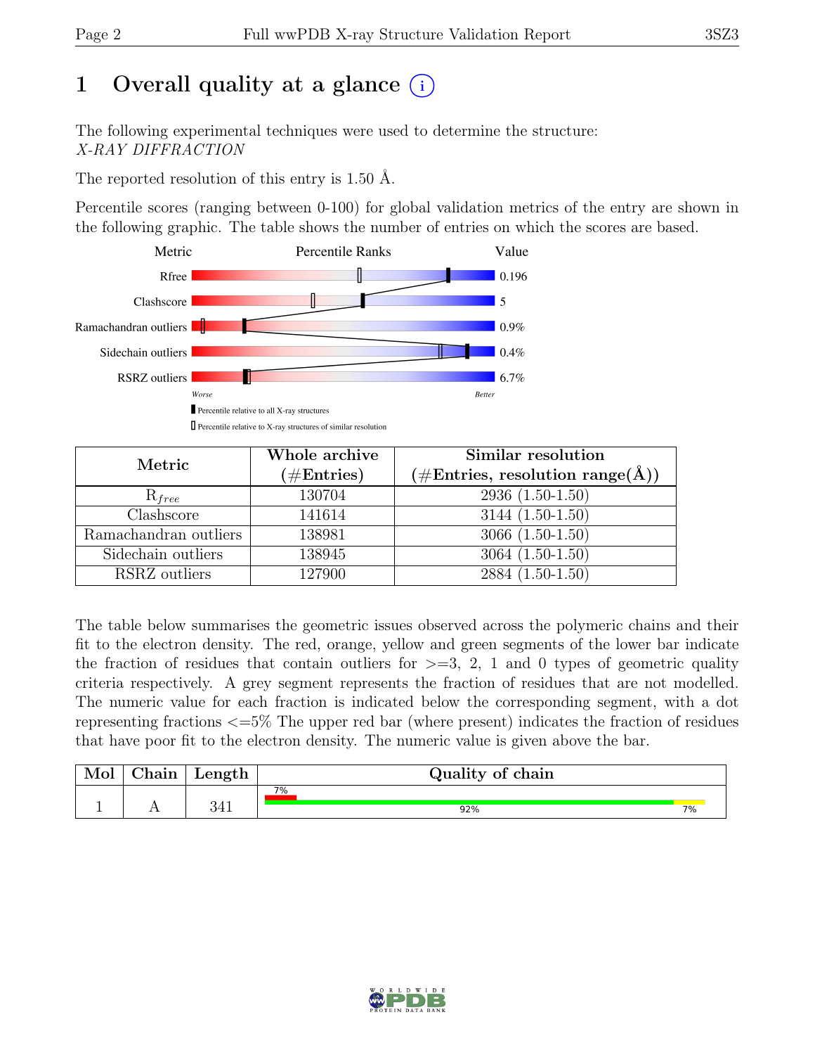# 1 Overall quality at a glance (i)

The following experimental techniques were used to determine the structure:
*X-RAY DIFFRACTION*

The reported resolution of this entry is 1.50 Å.

Percentile scores (ranging between 0-100) for global validation metrics of the entry are shown in the following graphic. The table shows the number of entries on which the scores are based.

| Metric | Value |
|---|---|
| Rfree | 0.196 |
| Clashscore | 5 |
| Ramachandran outliers | 0.9% |
| Sidechain outliers | 0.4% |
| RSRZ outliers | 6.7% |

Worse — Better

▮ Percentile relative to all X-ray structures
▯ Percentile relative to X-ray structures of similar resolution

| Metric | Whole archive (#Entries) | Similar resolution (#Entries, resolution range(Å)) |
|---|---|---|
| $R_{free}$ | 130704 | 2936 (1.50-1.50) |
| Clashscore | 141614 | 3144 (1.50-1.50) |
| Ramachandran outliers | 138981 | 3066 (1.50-1.50) |
| Sidechain outliers | 138945 | 3064 (1.50-1.50) |
| RSRZ outliers | 127900 | 2884 (1.50-1.50) |

The table below summarises the geometric issues observed across the polymeric chains and their fit to the electron density. The red, orange, yellow and green segments of the lower bar indicate the fraction of residues that contain outliers for >=3, 2, 1 and 0 types of geometric quality criteria respectively. A grey segment represents the fraction of residues that are not modelled. The numeric value for each fraction is indicated below the corresponding segment, with a dot representing fractions <=5% The upper red bar (where present) indicates the fraction of residues that have poor fit to the electron density. The numeric value is given above the bar.

| Mol | Chain | Length | Quality of chain |
|---|---|---|---|
| 1 | A | 341 | 7% (poor fit); 92% (green), 7% (yellow) |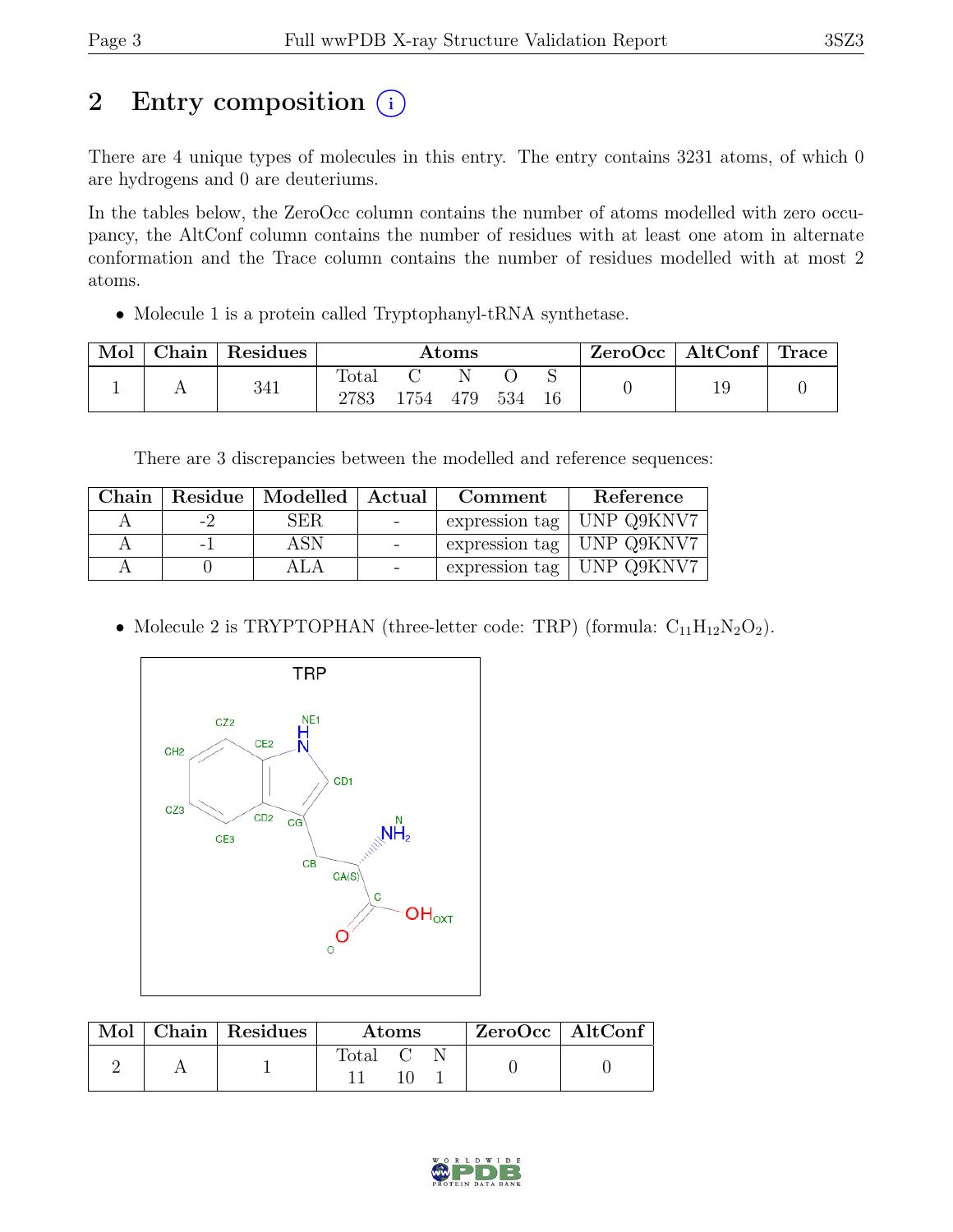# 2 Entry composition (i)

There are 4 unique types of molecules in this entry. The entry contains 3231 atoms, of which 0 are hydrogens and 0 are deuteriums.

In the tables below, the ZeroOcc column contains the number of atoms modelled with zero occupancy, the AltConf column contains the number of residues with at least one atom in alternate conformation and the Trace column contains the number of residues modelled with at most 2 atoms.

- Molecule 1 is a protein called Tryptophanyl-tRNA synthetase.

| Mol | Chain | Residues | Atoms | | | | | ZeroOcc | AltConf | Trace |
|---|---|---|---|---|---|---|---|---|---|---|
| 1 | A | 341 | Total<br>2783 | C<br>1754 | N<br>479 | O<br>534 | S<br>16 | 0 | 19 | 0 |

There are 3 discrepancies between the modelled and reference sequences:

| Chain | Residue | Modelled | Actual | Comment | Reference |
|---|---|---|---|---|---|
| A | -2 | SER | - | expression tag | UNP Q9KNV7 |
| A | -1 | ASN | - | expression tag | UNP Q9KNV7 |
| A | 0 | ALA | - | expression tag | UNP Q9KNV7 |

- Molecule 2 is TRYPTOPHAN (three-letter code: TRP) (formula: $C_{11}H_{12}N_2O_2$).

| Mol | Chain | Residues | Atoms | | | ZeroOcc | AltConf |
|---|---|---|---|---|---|---|---|
| 2 | A | 1 | Total<br>11 | C<br>10 | N<br>1 | 0 | 0 |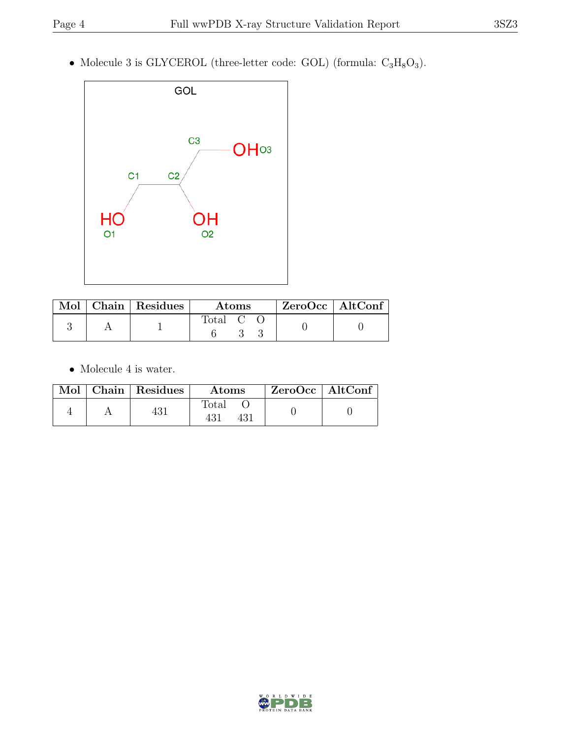- Molecule 3 is GLYCEROL (three-letter code: GOL) (formula: $C_3H_8O_3$).

| Mol | Chain | Residues | Atoms | | | ZeroOcc | AltConf |
|---|---|---|---|---|---|---|---|
| | | | Total | C | O | | |
| 3 | A | 1 | 6 | 3 | 3 | 0 | 0 |

- Molecule 4 is water.

| Mol | Chain | Residues | Atoms | | ZeroOcc | AltConf |
|---|---|---|---|---|---|---|
| | | | Total | O | | |
| 4 | A | 431 | 431 | 431 | 0 | 0 |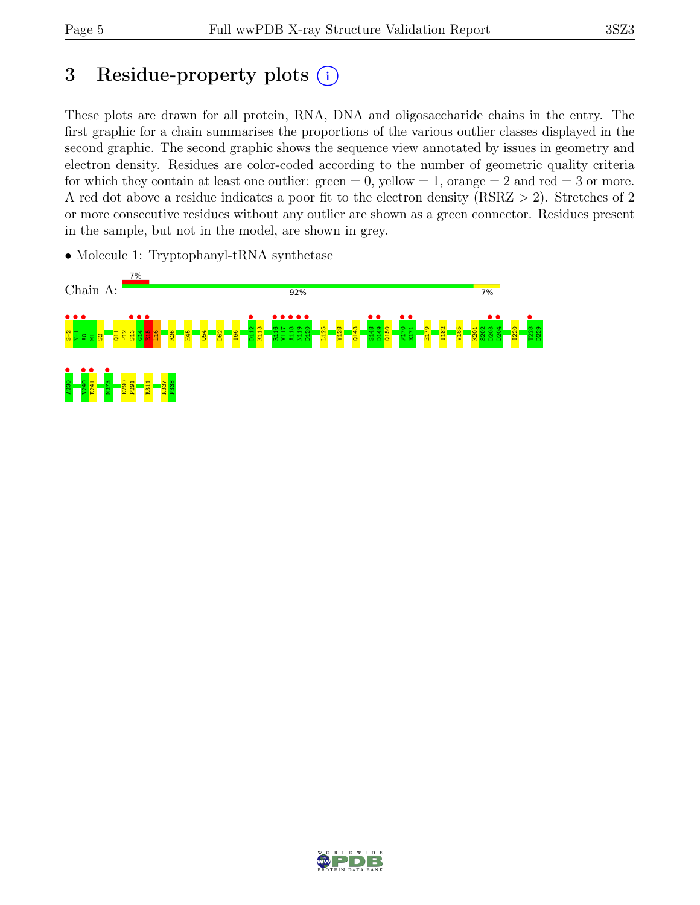# 3 Residue-property plots

These plots are drawn for all protein, RNA, DNA and oligosaccharide chains in the entry. The first graphic for a chain summarises the proportions of the various outlier classes displayed in the second graphic. The second graphic shows the sequence view annotated by issues in geometry and electron density. Residues are color-coded according to the number of geometric quality criteria for which they contain at least one outlier: green = 0, yellow = 1, orange = 2 and red = 3 or more. A red dot above a residue indicates a poor fit to the electron density (RSRZ > 2). Stretches of 2 or more consecutive residues without any outlier are shown as a green connector. Residues present in the sample, but not in the model, are shown in grey.

- Molecule 1: Tryptophanyl-tRNA synthetase

Chain A: 7% | 92% | 7%

S-2 H-1 A0 M1 S2 Q11 P12 S13 G14 E15 L16 R26 H45 Q54 D62 I66 D112 K113 R116 Y117 A118 N119 D120 L125 Y128 Q143 S148 D149 Q150 P170 E171 E179 I182 V185 K201 S202 D203 D204 I220 T228 D229 A230 V240 E241 M273 E290 P291 R311 R337 P338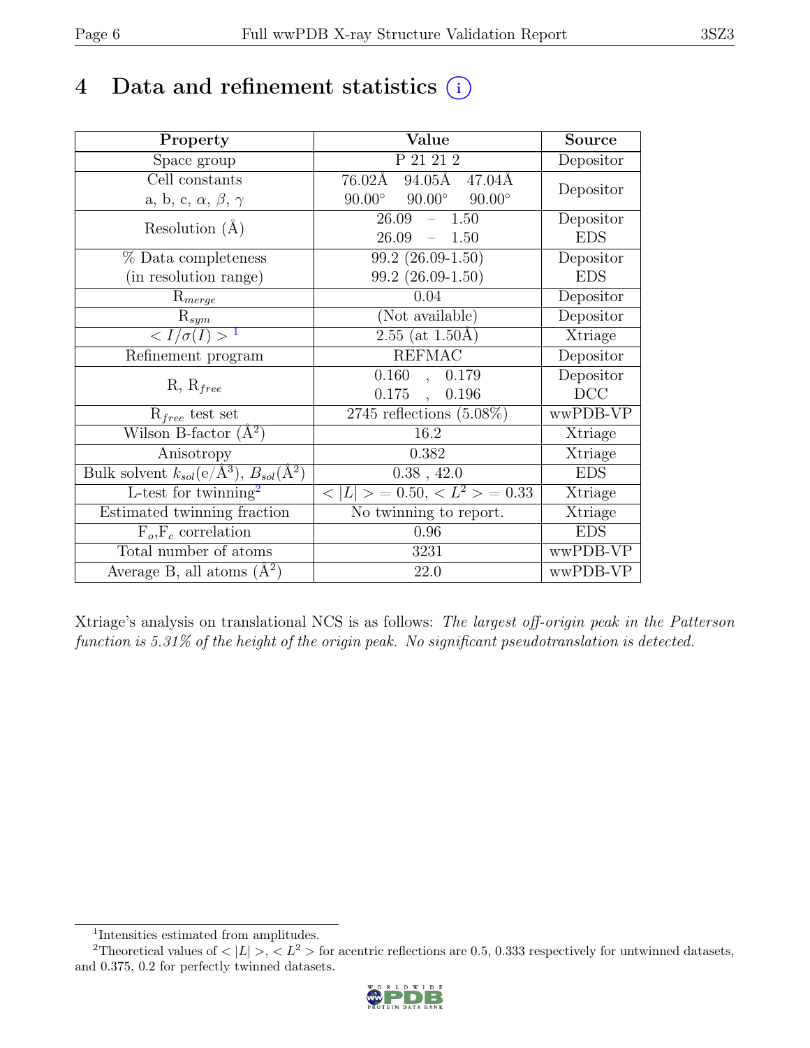# 4 Data and refinement statistics

| Property | Value | Source |
|---|---|---|
| Space group | P 21 21 2 | Depositor |
| Cell constants<br>a, b, c, $\alpha$, $\beta$, $\gamma$ | 76.02Å 94.05Å 47.04Å<br>90.00° 90.00° 90.00° | Depositor |
| Resolution (Å) | 26.09 – 1.50<br>26.09 – 1.50 | Depositor<br>EDS |
| % Data completeness<br>(in resolution range) | 99.2 (26.09-1.50)<br>99.2 (26.09-1.50) | Depositor<br>EDS |
| $R_{merge}$ | 0.04 | Depositor |
| $R_{sym}$ | (Not available) | Depositor |
| $< I/\sigma(I) >$ [1] | 2.55 (at 1.50Å) | Xtriage |
| Refinement program | REFMAC | Depositor |
| R, $R_{free}$ | 0.160 , 0.179<br>0.175 , 0.196 | Depositor<br>DCC |
| $R_{free}$ test set | 2745 reflections (5.08%) | wwPDB-VP |
| Wilson B-factor (Å$^2$) | 16.2 | Xtriage |
| Anisotropy | 0.382 | Xtriage |
| Bulk solvent $k_{sol}$(e/Å$^3$), $B_{sol}$(Å$^2$) | 0.38 , 42.0 | EDS |
| L-test for twinning[2] | $< \|L\| >$ = 0.50, $< L^2 >$ = 0.33 | Xtriage |
| Estimated twinning fraction | No twinning to report. | Xtriage |
| $F_o$,$F_c$ correlation | 0.96 | EDS |
| Total number of atoms | 3231 | wwPDB-VP |
| Average B, all atoms (Å$^2$) | 22.0 | wwPDB-VP |

Xtriage's analysis on translational NCS is as follows: *The largest off-origin peak in the Patterson function is 5.31% of the height of the origin peak. No significant pseudotranslation is detected.*

[1] Intensities estimated from amplitudes.

[2] Theoretical values of $< |L| >$, $< L^2 >$ for acentric reflections are 0.5, 0.333 respectively for untwinned datasets, and 0.375, 0.2 for perfectly twinned datasets.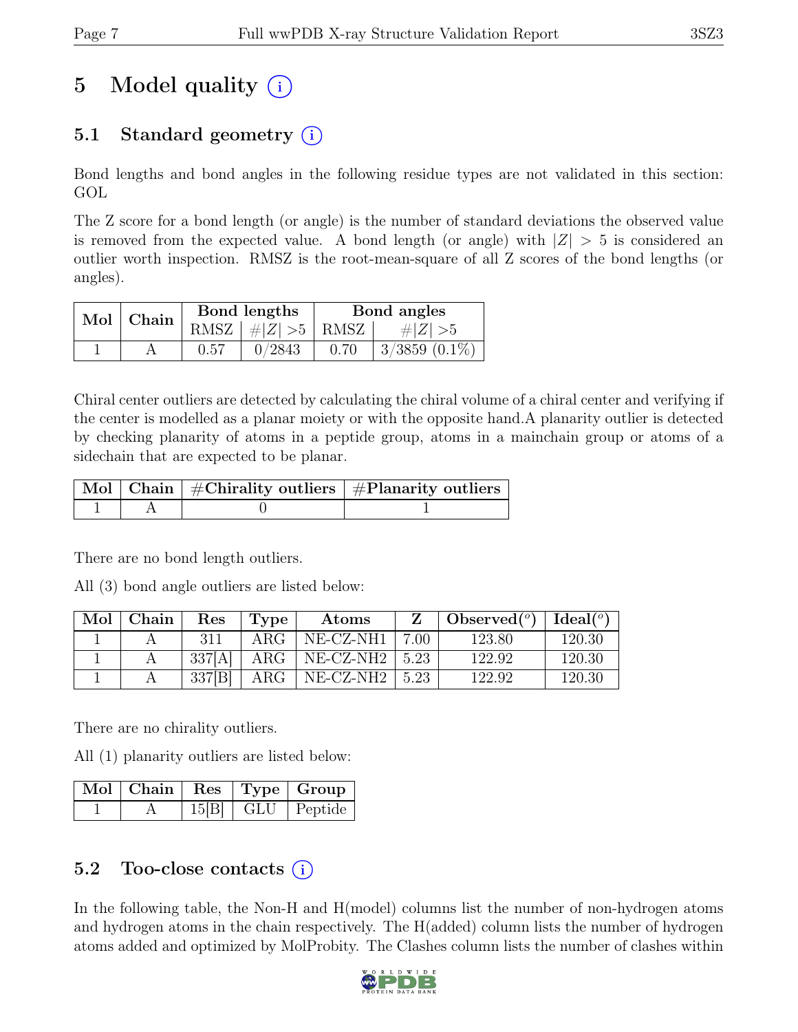# 5 Model quality (i)

## 5.1 Standard geometry (i)

Bond lengths and bond angles in the following residue types are not validated in this section: GOL

The Z score for a bond length (or angle) is the number of standard deviations the observed value is removed from the expected value. A bond length (or angle) with $|Z| > 5$ is considered an outlier worth inspection. RMSZ is the root-mean-square of all Z scores of the bond lengths (or angles).

| Mol | Chain | Bond lengths | | Bond angles | |
|---|---|---|---|---|---|
| | | RMSZ | $\#\|Z\| > 5$ | RMSZ | $\#\|Z\| > 5$ |
| 1 | A | 0.57 | 0/2843 | 0.70 | 3/3859 (0.1%) |

Chiral center outliers are detected by calculating the chiral volume of a chiral center and verifying if the center is modelled as a planar moiety or with the opposite hand.A planarity outlier is detected by checking planarity of atoms in a peptide group, atoms in a mainchain group or atoms of a sidechain that are expected to be planar.

| Mol | Chain | #Chirality outliers | #Planarity outliers |
|---|---|---|---|
| 1 | A | 0 | 1 |

There are no bond length outliers.

All (3) bond angle outliers are listed below:

| Mol | Chain | Res | Type | Atoms | Z | Observed(°) | Ideal(°) |
|---|---|---|---|---|---|---|---|
| 1 | A | 311 | ARG | NE-CZ-NH1 | 7.00 | 123.80 | 120.30 |
| 1 | A | 337[A] | ARG | NE-CZ-NH2 | 5.23 | 122.92 | 120.30 |
| 1 | A | 337[B] | ARG | NE-CZ-NH2 | 5.23 | 122.92 | 120.30 |

There are no chirality outliers.

All (1) planarity outliers are listed below:

| Mol | Chain | Res | Type | Group |
|---|---|---|---|---|
| 1 | A | 15[B] | GLU | Peptide |

## 5.2 Too-close contacts (i)

In the following table, the Non-H and H(model) columns list the number of non-hydrogen atoms and hydrogen atoms in the chain respectively. The H(added) column lists the number of hydrogen atoms added and optimized by MolProbity. The Clashes column lists the number of clashes within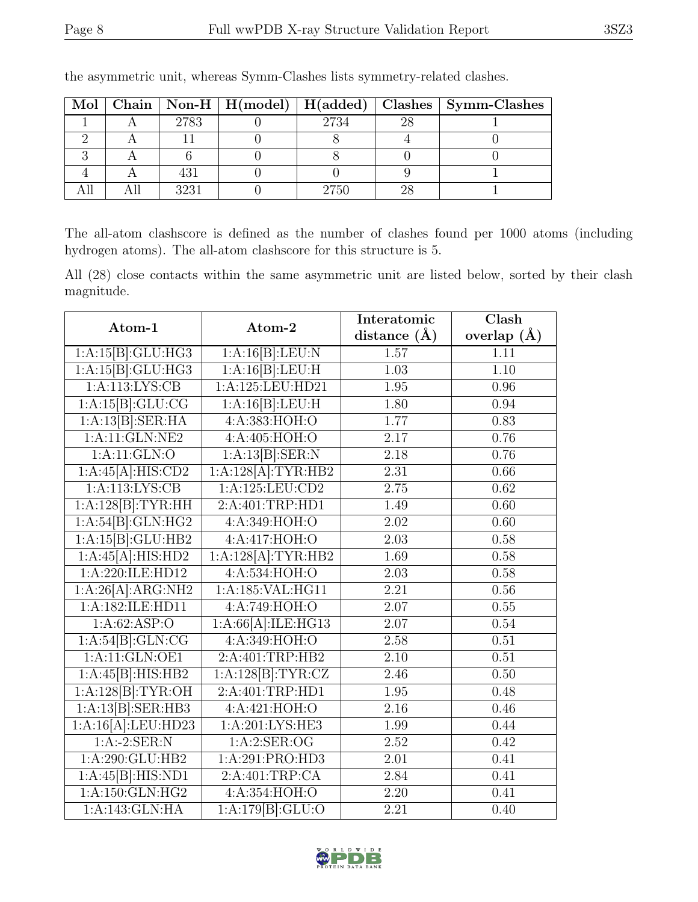the asymmetric unit, whereas Symm-Clashes lists symmetry-related clashes.

| Mol | Chain | Non-H | H(model) | H(added) | Clashes | Symm-Clashes |
|---|---|---|---|---|---|---|
| 1 | A | 2783 | 0 | 2734 | 28 | 1 |
| 2 | A | 11 | 0 | 8 | 4 | 0 |
| 3 | A | 6 | 0 | 8 | 0 | 0 |
| 4 | A | 431 | 0 | 0 | 9 | 1 |
| All | All | 3231 | 0 | 2750 | 28 | 1 |

The all-atom clashscore is defined as the number of clashes found per 1000 atoms (including hydrogen atoms). The all-atom clashscore for this structure is 5.

All (28) close contacts within the same asymmetric unit are listed below, sorted by their clash magnitude.

| Atom-1 | Atom-2 | Interatomic distance (Å) | Clash overlap (Å) |
|---|---|---|---|
| 1:A:15[B]:GLU:HG3 | 1:A:16[B]:LEU:N | 1.57 | 1.11 |
| 1:A:15[B]:GLU:HG3 | 1:A:16[B]:LEU:H | 1.03 | 1.10 |
| 1:A:113:LYS:CB | 1:A:125:LEU:HD21 | 1.95 | 0.96 |
| 1:A:15[B]:GLU:CG | 1:A:16[B]:LEU:H | 1.80 | 0.94 |
| 1:A:13[B]:SER:HA | 4:A:383:HOH:O | 1.77 | 0.83 |
| 1:A:11:GLN:NE2 | 4:A:405:HOH:O | 2.17 | 0.76 |
| 1:A:11:GLN:O | 1:A:13[B]:SER:N | 2.18 | 0.76 |
| 1:A:45[A]:HIS:CD2 | 1:A:128[A]:TYR:HB2 | 2.31 | 0.66 |
| 1:A:113:LYS:CB | 1:A:125:LEU:CD2 | 2.75 | 0.62 |
| 1:A:128[B]:TYR:HH | 2:A:401:TRP:HD1 | 1.49 | 0.60 |
| 1:A:54[B]:GLN:HG2 | 4:A:349:HOH:O | 2.02 | 0.60 |
| 1:A:15[B]:GLU:HB2 | 4:A:417:HOH:O | 2.03 | 0.58 |
| 1:A:45[A]:HIS:HD2 | 1:A:128[A]:TYR:HB2 | 1.69 | 0.58 |
| 1:A:220:ILE:HD12 | 4:A:534:HOH:O | 2.03 | 0.58 |
| 1:A:26[A]:ARG:NH2 | 1:A:185:VAL:HG11 | 2.21 | 0.56 |
| 1:A:182:ILE:HD11 | 4:A:749:HOH:O | 2.07 | 0.55 |
| 1:A:62:ASP:O | 1:A:66[A]:ILE:HG13 | 2.07 | 0.54 |
| 1:A:54[B]:GLN:CG | 4:A:349:HOH:O | 2.58 | 0.51 |
| 1:A:11:GLN:OE1 | 2:A:401:TRP:HB2 | 2.10 | 0.51 |
| 1:A:45[B]:HIS:HB2 | 1:A:128[B]:TYR:CZ | 2.46 | 0.50 |
| 1:A:128[B]:TYR:OH | 2:A:401:TRP:HD1 | 1.95 | 0.48 |
| 1:A:13[B]:SER:HB3 | 4:A:421:HOH:O | 2.16 | 0.46 |
| 1:A:16[A]:LEU:HD23 | 1:A:201:LYS:HE3 | 1.99 | 0.44 |
| 1:A:-2:SER:N | 1:A:2:SER:OG | 2.52 | 0.42 |
| 1:A:290:GLU:HB2 | 1:A:291:PRO:HD3 | 2.01 | 0.41 |
| 1:A:45[B]:HIS:ND1 | 2:A:401:TRP:CA | 2.84 | 0.41 |
| 1:A:150:GLN:HG2 | 4:A:354:HOH:O | 2.20 | 0.41 |
| 1:A:143:GLN:HA | 1:A:179[B]:GLU:O | 2.21 | 0.40 |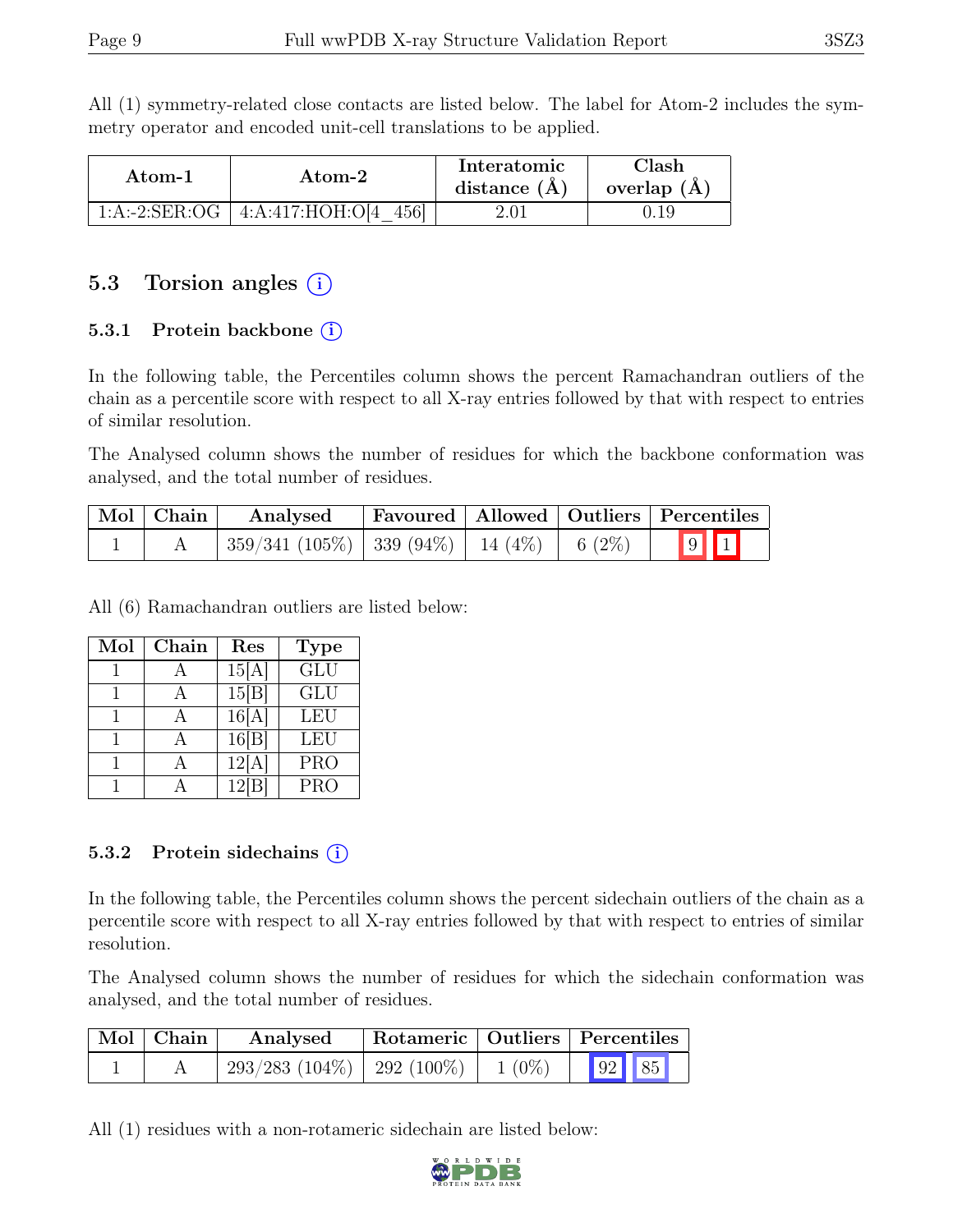All (1) symmetry-related close contacts are listed below. The label for Atom-2 includes the symmetry operator and encoded unit-cell translations to be applied.

| Atom-1 | Atom-2 | Interatomic distance (Å) | Clash overlap (Å) |
|---|---|---|---|
| 1:A:-2:SER:OG | 4:A:417:HOH:O[4_456] | 2.01 | 0.19 |

## 5.3 Torsion angles (i)

### 5.3.1 Protein backbone (i)

In the following table, the Percentiles column shows the percent Ramachandran outliers of the chain as a percentile score with respect to all X-ray entries followed by that with respect to entries of similar resolution.

The Analysed column shows the number of residues for which the backbone conformation was analysed, and the total number of residues.

| Mol | Chain | Analysed | Favoured | Allowed | Outliers | Percentiles | |
|---|---|---|---|---|---|---|---|
| 1 | A | 359/341 (105%) | 339 (94%) | 14 (4%) | 6 (2%) | 9 | 1 |

All (6) Ramachandran outliers are listed below:

| Mol | Chain | Res | Type |
|---|---|---|---|
| 1 | A | 15[A] | GLU |
| 1 | A | 15[B] | GLU |
| 1 | A | 16[A] | LEU |
| 1 | A | 16[B] | LEU |
| 1 | A | 12[A] | PRO |
| 1 | A | 12[B] | PRO |

### 5.3.2 Protein sidechains (i)

In the following table, the Percentiles column shows the percent sidechain outliers of the chain as a percentile score with respect to all X-ray entries followed by that with respect to entries of similar resolution.

The Analysed column shows the number of residues for which the sidechain conformation was analysed, and the total number of residues.

| Mol | Chain | Analysed | Rotameric | Outliers | Percentiles | |
|---|---|---|---|---|---|---|
| 1 | A | 293/283 (104%) | 292 (100%) | 1 (0%) | 92 | 85 |

All (1) residues with a non-rotameric sidechain are listed below: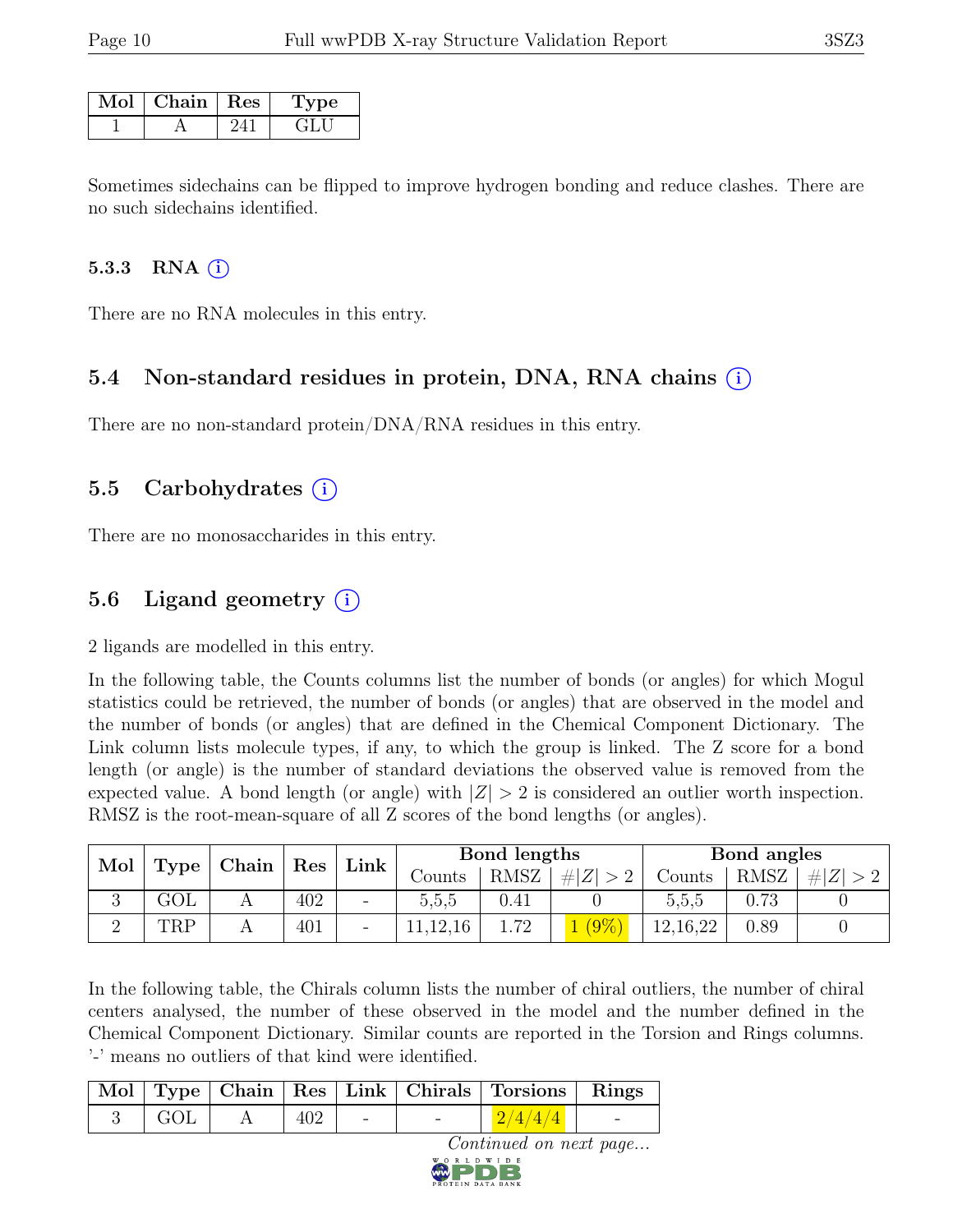| Mol | Chain | Res | Type |
|---|---|---|---|
| 1 | A | 241 | GLU |

Sometimes sidechains can be flipped to improve hydrogen bonding and reduce clashes. There are no such sidechains identified.

### 5.3.3 RNA (i)

There are no RNA molecules in this entry.

## 5.4 Non-standard residues in protein, DNA, RNA chains (i)

There are no non-standard protein/DNA/RNA residues in this entry.

## 5.5 Carbohydrates (i)

There are no monosaccharides in this entry.

## 5.6 Ligand geometry (i)

2 ligands are modelled in this entry.

In the following table, the Counts columns list the number of bonds (or angles) for which Mogul statistics could be retrieved, the number of bonds (or angles) that are observed in the model and the number of bonds (or angles) that are defined in the Chemical Component Dictionary. The Link column lists molecule types, if any, to which the group is linked. The Z score for a bond length (or angle) is the number of standard deviations the observed value is removed from the expected value. A bond length (or angle) with $|Z| > 2$ is considered an outlier worth inspection. RMSZ is the root-mean-square of all Z scores of the bond lengths (or angles).

| Mol | Type | Chain | Res | Link | Bond lengths | | | Bond angles | | |
|---|---|---|---|---|---|---|---|---|---|---|
| | | | | | Counts | RMSZ | $\#\|Z\| > 2$ | Counts | RMSZ | $\#\|Z\| > 2$ |
| 3 | GOL | A | 402 | - | 5,5,5 | 0.41 | 0 | 5,5,5 | 0.73 | 0 |
| 2 | TRP | A | 401 | - | 11,12,16 | 1.72 | 1 (9%) | 12,16,22 | 0.89 | 0 |

In the following table, the Chirals column lists the number of chiral outliers, the number of chiral centers analysed, the number of these observed in the model and the number defined in the Chemical Component Dictionary. Similar counts are reported in the Torsion and Rings columns. '-' means no outliers of that kind were identified.

| Mol | Type | Chain | Res | Link | Chirals | Torsions | Rings |
|---|---|---|---|---|---|---|---|
| 3 | GOL | A | 402 | - | - | 2/4/4/4 | - |

*Continued on next page...*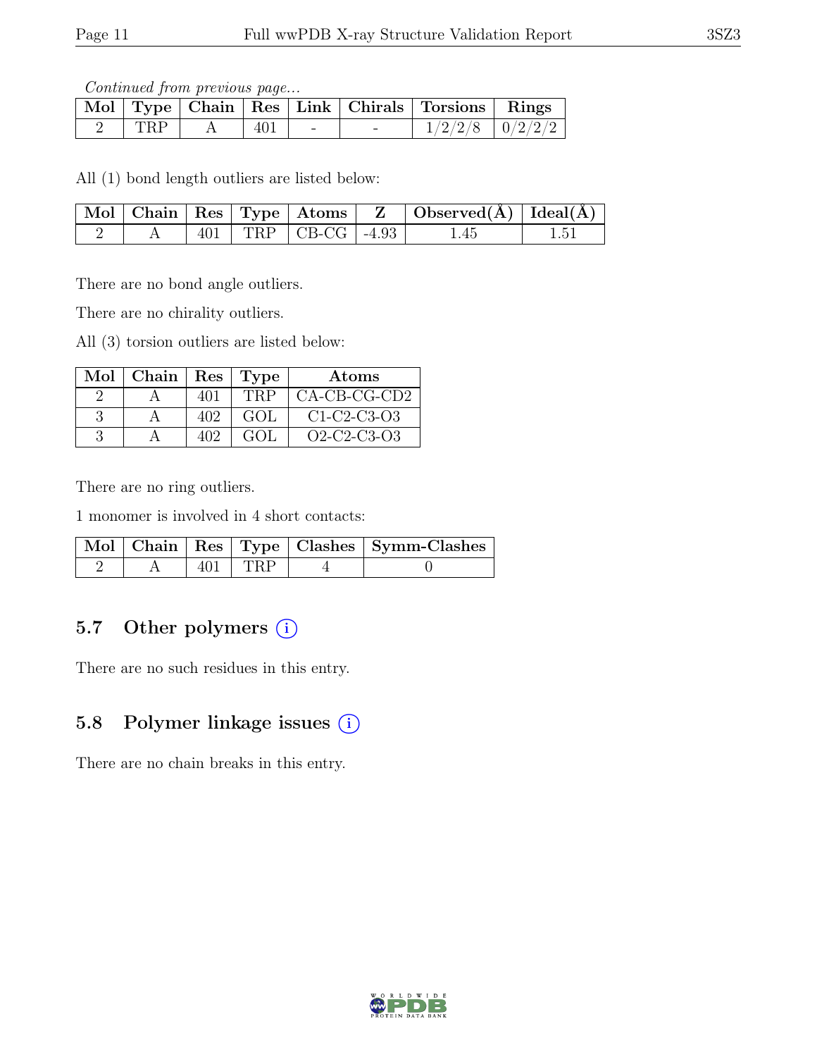*Continued from previous page...*

| Mol | Type | Chain | Res | Link | Chirals | Torsions | Rings |
|---|---|---|---|---|---|---|---|
| 2 | TRP | A | 401 | - | - | 1/2/2/8 | 0/2/2/2 |

All (1) bond length outliers are listed below:

| Mol | Chain | Res | Type | Atoms | Z | Observed(Å) | Ideal(Å) |
|---|---|---|---|---|---|---|---|
| 2 | A | 401 | TRP | CB-CG | -4.93 | 1.45 | 1.51 |

There are no bond angle outliers.

There are no chirality outliers.

All (3) torsion outliers are listed below:

| Mol | Chain | Res | Type | Atoms |
|---|---|---|---|---|
| 2 | A | 401 | TRP | CA-CB-CG-CD2 |
| 3 | A | 402 | GOL | C1-C2-C3-O3 |
| 3 | A | 402 | GOL | O2-C2-C3-O3 |

There are no ring outliers.

1 monomer is involved in 4 short contacts:

| Mol | Chain | Res | Type | Clashes | Symm-Clashes |
|---|---|---|---|---|---|
| 2 | A | 401 | TRP | 4 | 0 |

## 5.7 Other polymers

There are no such residues in this entry.

## 5.8 Polymer linkage issues

There are no chain breaks in this entry.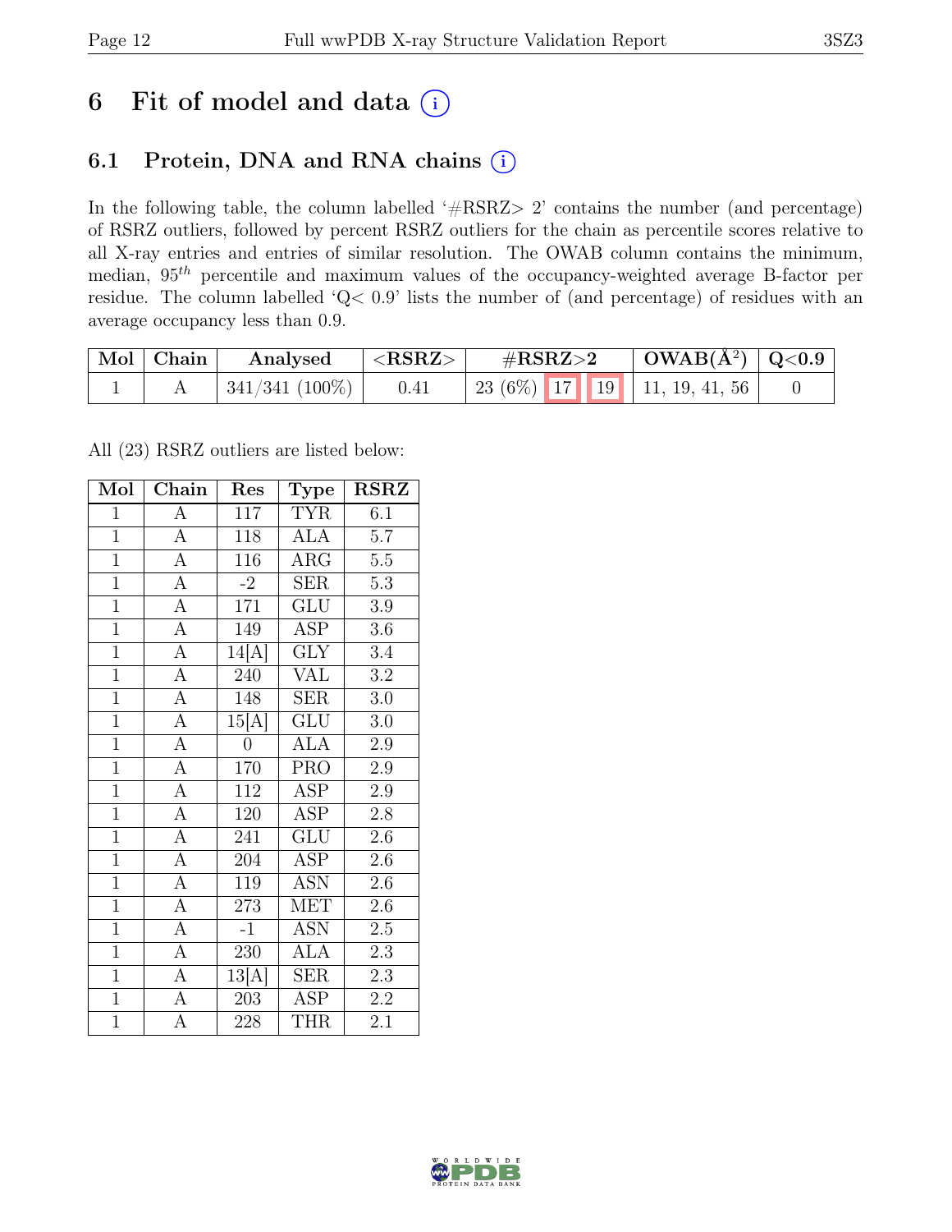# 6 Fit of model and data (i)

## 6.1 Protein, DNA and RNA chains (i)

In the following table, the column labelled '#RSRZ> 2' contains the number (and percentage) of RSRZ outliers, followed by percent RSRZ outliers for the chain as percentile scores relative to all X-ray entries and entries of similar resolution. The OWAB column contains the minimum, median, $95^{th}$ percentile and maximum values of the occupancy-weighted average B-factor per residue. The column labelled 'Q< 0.9' lists the number of (and percentage) of residues with an average occupancy less than 0.9.

| Mol | Chain | Analysed | <RSRZ> | #RSRZ>2 | | | OWAB(Å$^2$) | Q<0.9 |
|---|---|---|---|---|---|---|---|---|
| 1 | A | 341/341 (100%) | 0.41 | 23 (6%) | 17 | 19 | 11, 19, 41, 56 | 0 |

All (23) RSRZ outliers are listed below:

| Mol | Chain | Res | Type | RSRZ |
|---|---|---|---|---|
| 1 | A | 117 | TYR | 6.1 |
| 1 | A | 118 | ALA | 5.7 |
| 1 | A | 116 | ARG | 5.5 |
| 1 | A | -2 | SER | 5.3 |
| 1 | A | 171 | GLU | 3.9 |
| 1 | A | 149 | ASP | 3.6 |
| 1 | A | 14[A] | GLY | 3.4 |
| 1 | A | 240 | VAL | 3.2 |
| 1 | A | 148 | SER | 3.0 |
| 1 | A | 15[A] | GLU | 3.0 |
| 1 | A | 0 | ALA | 2.9 |
| 1 | A | 170 | PRO | 2.9 |
| 1 | A | 112 | ASP | 2.9 |
| 1 | A | 120 | ASP | 2.8 |
| 1 | A | 241 | GLU | 2.6 |
| 1 | A | 204 | ASP | 2.6 |
| 1 | A | 119 | ASN | 2.6 |
| 1 | A | 273 | MET | 2.6 |
| 1 | A | -1 | ASN | 2.5 |
| 1 | A | 230 | ALA | 2.3 |
| 1 | A | 13[A] | SER | 2.3 |
| 1 | A | 203 | ASP | 2.2 |
| 1 | A | 228 | THR | 2.1 |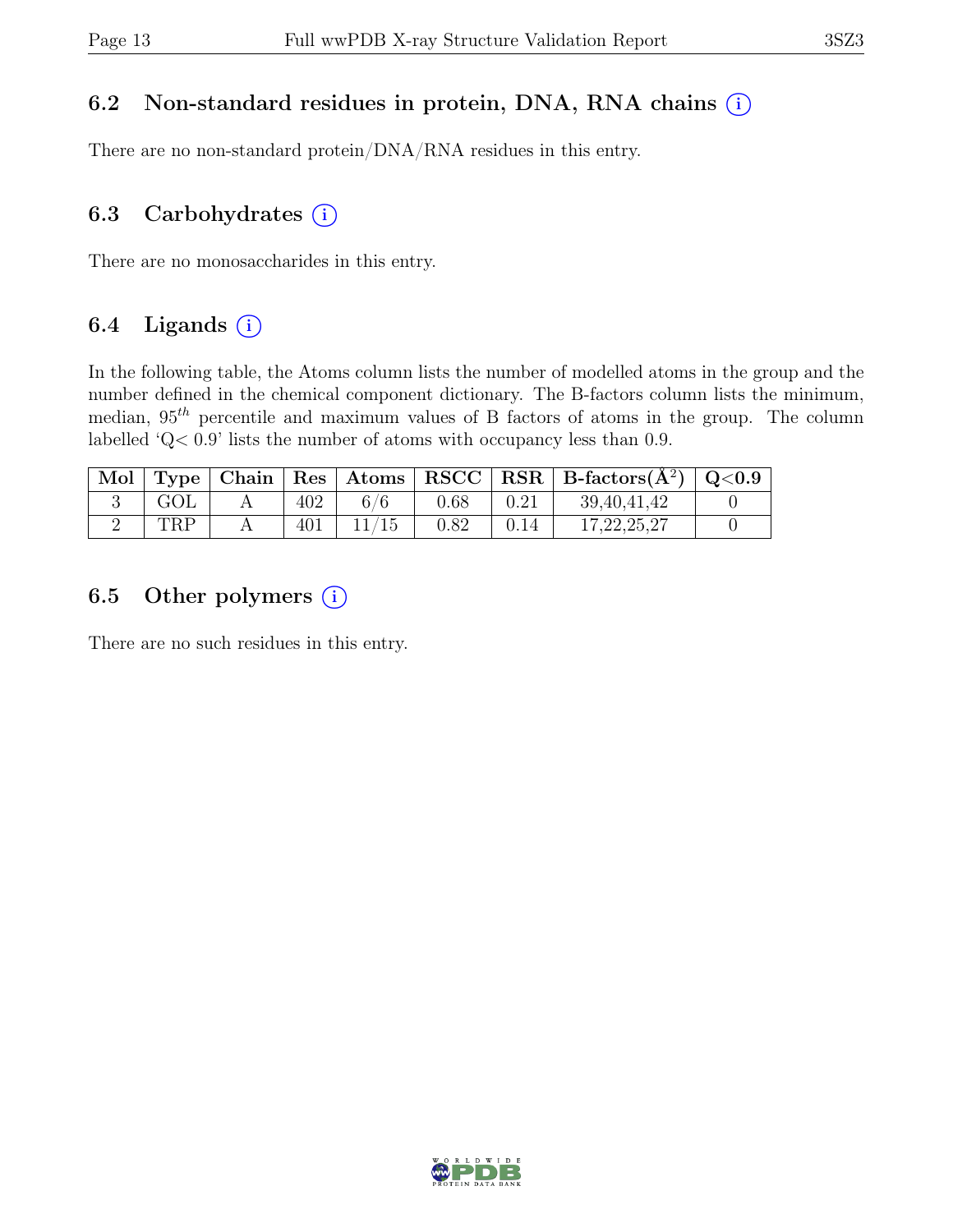### 6.2 Non-standard residues in protein, DNA, RNA chains (i)

There are no non-standard protein/DNA/RNA residues in this entry.

### 6.3 Carbohydrates (i)

There are no monosaccharides in this entry.

### 6.4 Ligands (i)

In the following table, the Atoms column lists the number of modelled atoms in the group and the number defined in the chemical component dictionary. The B-factors column lists the minimum, median, $95^{th}$ percentile and maximum values of B factors of atoms in the group. The column labelled 'Q< 0.9' lists the number of atoms with occupancy less than 0.9.

| Mol | Type | Chain | Res | Atoms | RSCC | RSR | B-factors($Å^2$) | Q<0.9 |
|---|---|---|---|---|---|---|---|---|
| 3 | GOL | A | 402 | 6/6 | 0.68 | 0.21 | 39,40,41,42 | 0 |
| 2 | TRP | A | 401 | 11/15 | 0.82 | 0.14 | 17,22,25,27 | 0 |

### 6.5 Other polymers (i)

There are no such residues in this entry.